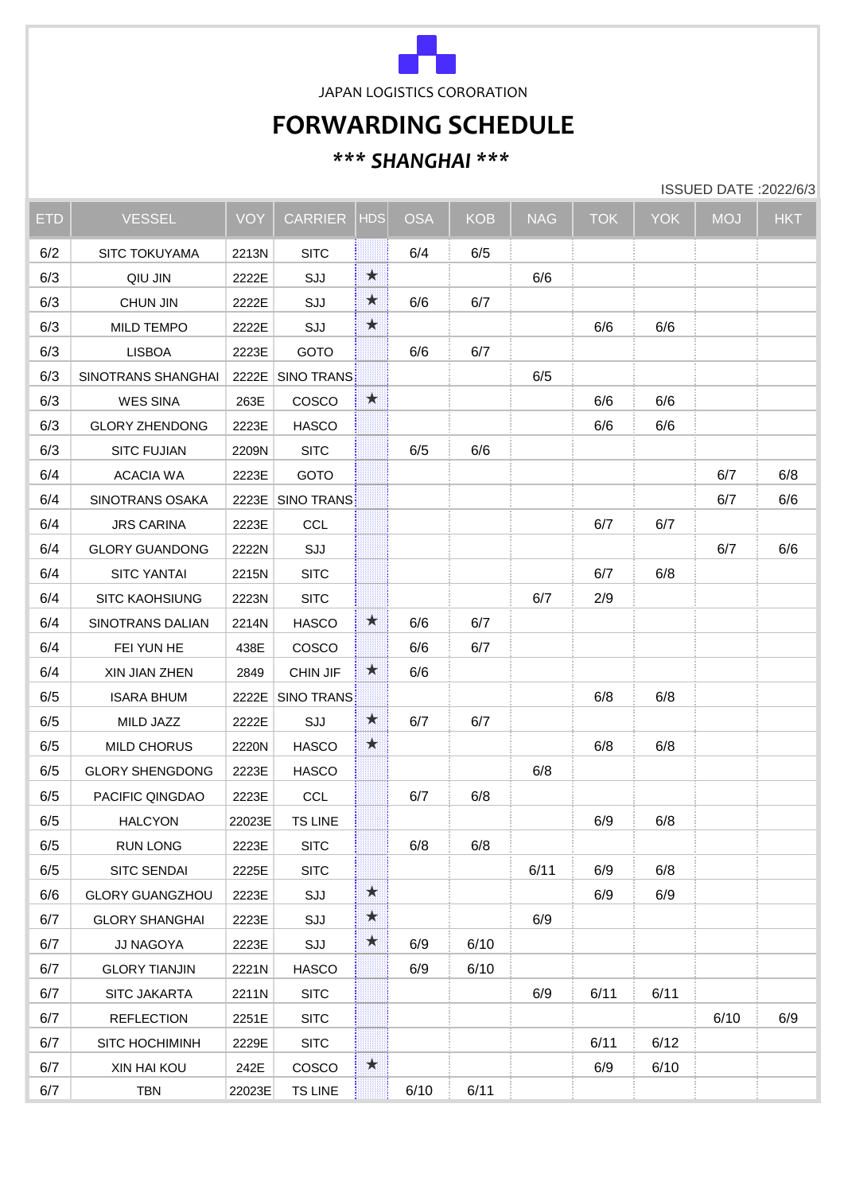JAPAN LOGISTICS CORORATION

# FORWARDING SCHEDULE

## *** SHANGHAI ***

ISSUED DATE :2022/6/3

| ETD | VESSEL | VOY | CARRIER | HDS | OSA | KOB | NAG | TOK | YOK | MOJ | HKT |
|---|---|---|---|---|---|---|---|---|---|---|---|
| 6/2 | SITC TOKUYAMA | 2213N | SITC | | 6/4 | 6/5 | | | | | |
| 6/3 | QIU JIN | 2222E | SJJ | ★ | | | 6/6 | | | | |
| 6/3 | CHUN JIN | 2222E | SJJ | ★ | 6/6 | 6/7 | | | | | |
| 6/3 | MILD TEMPO | 2222E | SJJ | ★ | | | | 6/6 | 6/6 | | |
| 6/3 | LISBOA | 2223E | GOTO | | 6/6 | 6/7 | | | | | |
| 6/3 | SINOTRANS SHANGHAI | 2222E | SINO TRANS | | | | 6/5 | | | | |
| 6/3 | WES SINA | 263E | COSCO | ★ | | | | 6/6 | 6/6 | | |
| 6/3 | GLORY ZHENDONG | 2223E | HASCO | | | | | 6/6 | 6/6 | | |
| 6/3 | SITC FUJIAN | 2209N | SITC | | 6/5 | 6/6 | | | | | |
| 6/4 | ACACIA WA | 2223E | GOTO | | | | | | | 6/7 | 6/8 |
| 6/4 | SINOTRANS OSAKA | 2223E | SINO TRANS | | | | | | | 6/7 | 6/6 |
| 6/4 | JRS CARINA | 2223E | CCL | | | | | 6/7 | 6/7 | | |
| 6/4 | GLORY GUANDONG | 2222N | SJJ | | | | | | | 6/7 | 6/6 |
| 6/4 | SITC YANTAI | 2215N | SITC | | | | | 6/7 | 6/8 | | |
| 6/4 | SITC KAOHSIUNG | 2223N | SITC | | | | 6/7 | 2/9 | | | |
| 6/4 | SINOTRANS DALIAN | 2214N | HASCO | ★ | 6/6 | 6/7 | | | | | |
| 6/4 | FEI YUN HE | 438E | COSCO | | 6/6 | 6/7 | | | | | |
| 6/4 | XIN JIAN ZHEN | 2849 | CHIN JIF | ★ | 6/6 | | | | | | |
| 6/5 | ISARA BHUM | 2222E | SINO TRANS | | | | | 6/8 | 6/8 | | |
| 6/5 | MILD JAZZ | 2222E | SJJ | ★ | 6/7 | 6/7 | | | | | |
| 6/5 | MILD CHORUS | 2220N | HASCO | ★ | | | | 6/8 | 6/8 | | |
| 6/5 | GLORY SHENGDONG | 2223E | HASCO | | | | 6/8 | | | | |
| 6/5 | PACIFIC QINGDAO | 2223E | CCL | | 6/7 | 6/8 | | | | | |
| 6/5 | HALCYON | 22023E | TS LINE | | | | | 6/9 | 6/8 | | |
| 6/5 | RUN LONG | 2223E | SITC | | 6/8 | 6/8 | | | | | |
| 6/5 | SITC SENDAI | 2225E | SITC | | | | 6/11 | 6/9 | 6/8 | | |
| 6/6 | GLORY GUANGZHOU | 2223E | SJJ | ★ | | | | 6/9 | 6/9 | | |
| 6/7 | GLORY SHANGHAI | 2223E | SJJ | ★ | | | 6/9 | | | | |
| 6/7 | JJ NAGOYA | 2223E | SJJ | ★ | 6/9 | 6/10 | | | | | |
| 6/7 | GLORY TIANJIN | 2221N | HASCO | | 6/9 | 6/10 | | | | | |
| 6/7 | SITC JAKARTA | 2211N | SITC | | | | 6/9 | 6/11 | 6/11 | | |
| 6/7 | REFLECTION | 2251E | SITC | | | | | | | 6/10 | 6/9 |
| 6/7 | SITC HOCHIMINH | 2229E | SITC | | | | | 6/11 | 6/12 | | |
| 6/7 | XIN HAI KOU | 242E | COSCO | ★ | | | | 6/9 | 6/10 | | |
| 6/7 | TBN | 22023E | TS LINE | | 6/10 | 6/11 | | | | | |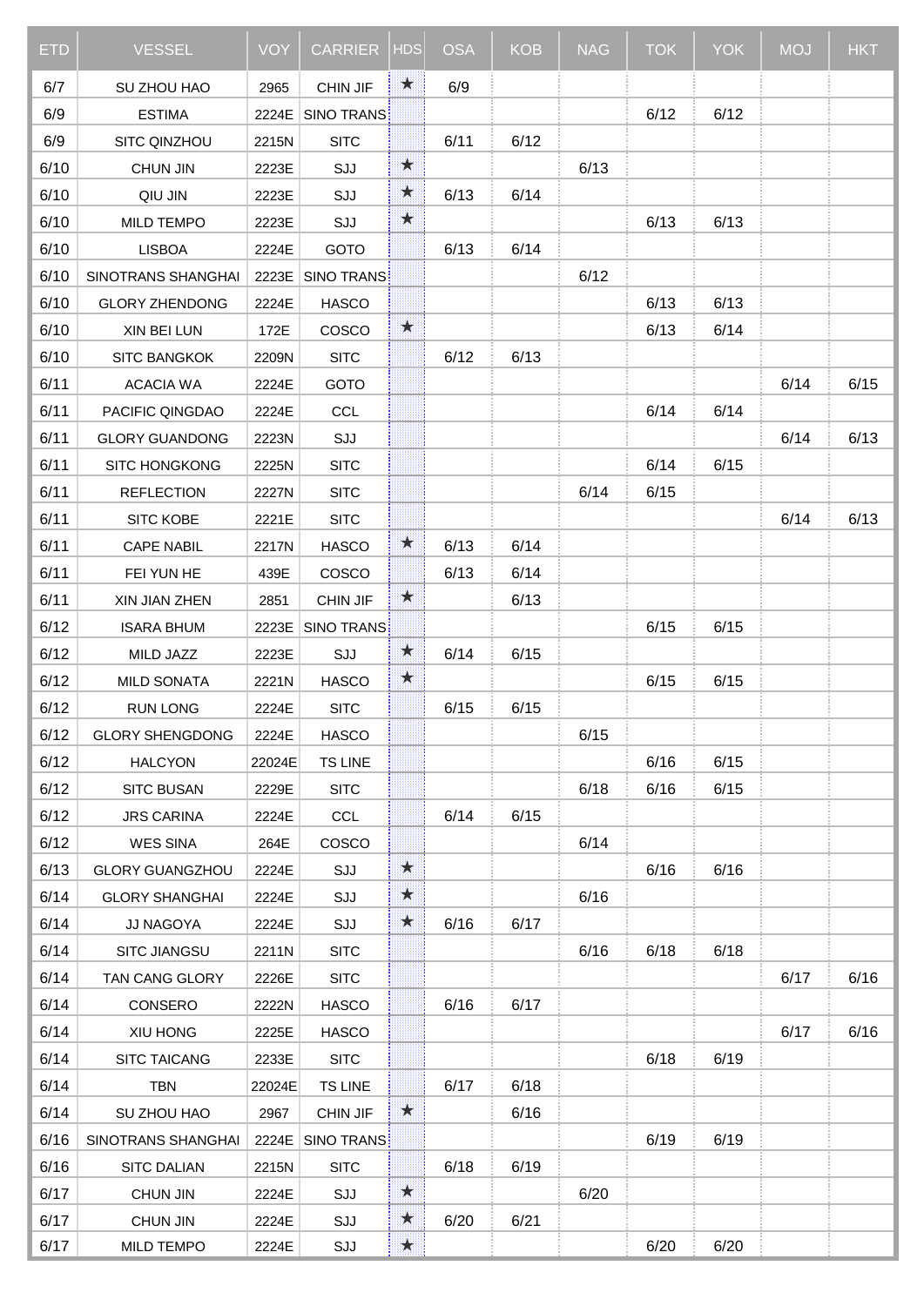| ETD | VESSEL | VOY | CARRIER | HDS | OSA | KOB | NAG | TOK | YOK | MOJ | HKT |
|---|---|---|---|---|---|---|---|---|---|---|---|
| 6/7 | SU ZHOU HAO | 2965 | CHIN JIF | ★ | 6/9 | | | | | | |
| 6/9 | ESTIMA | 2224E | SINO TRANS | | | | | 6/12 | 6/12 | | |
| 6/9 | SITC QINZHOU | 2215N | SITC | | 6/11 | 6/12 | | | | | |
| 6/10 | CHUN JIN | 2223E | SJJ | ★ | | | 6/13 | | | | |
| 6/10 | QIU JIN | 2223E | SJJ | ★ | 6/13 | 6/14 | | | | | |
| 6/10 | MILD TEMPO | 2223E | SJJ | ★ | | | | 6/13 | 6/13 | | |
| 6/10 | LISBOA | 2224E | GOTO | | 6/13 | 6/14 | | | | | |
| 6/10 | SINOTRANS SHANGHAI | 2223E | SINO TRANS | | | | 6/12 | | | | |
| 6/10 | GLORY ZHENDONG | 2224E | HASCO | | | | | 6/13 | 6/13 | | |
| 6/10 | XIN BEI LUN | 172E | COSCO | ★ | | | | 6/13 | 6/14 | | |
| 6/10 | SITC BANGKOK | 2209N | SITC | | 6/12 | 6/13 | | | | | |
| 6/11 | ACACIA WA | 2224E | GOTO | | | | | | | 6/14 | 6/15 |
| 6/11 | PACIFIC QINGDAO | 2224E | CCL | | | | | 6/14 | 6/14 | | |
| 6/11 | GLORY GUANDONG | 2223N | SJJ | | | | | | | 6/14 | 6/13 |
| 6/11 | SITC HONGKONG | 2225N | SITC | | | | | 6/14 | 6/15 | | |
| 6/11 | REFLECTION | 2227N | SITC | | | | 6/14 | 6/15 | | | |
| 6/11 | SITC KOBE | 2221E | SITC | | | | | | | 6/14 | 6/13 |
| 6/11 | CAPE NABIL | 2217N | HASCO | ★ | 6/13 | 6/14 | | | | | |
| 6/11 | FEI YUN HE | 439E | COSCO | | 6/13 | 6/14 | | | | | |
| 6/11 | XIN JIAN ZHEN | 2851 | CHIN JIF | ★ | | 6/13 | | | | | |
| 6/12 | ISARA BHUM | 2223E | SINO TRANS | | | | | 6/15 | 6/15 | | |
| 6/12 | MILD JAZZ | 2223E | SJJ | ★ | 6/14 | 6/15 | | | | | |
| 6/12 | MILD SONATA | 2221N | HASCO | ★ | | | | 6/15 | 6/15 | | |
| 6/12 | RUN LONG | 2224E | SITC | | 6/15 | 6/15 | | | | | |
| 6/12 | GLORY SHENGDONG | 2224E | HASCO | | | | 6/15 | | | | |
| 6/12 | HALCYON | 22024E | TS LINE | | | | | 6/16 | 6/15 | | |
| 6/12 | SITC BUSAN | 2229E | SITC | | | | 6/18 | 6/16 | 6/15 | | |
| 6/12 | JRS CARINA | 2224E | CCL | | 6/14 | 6/15 | | | | | |
| 6/12 | WES SINA | 264E | COSCO | | | | 6/14 | | | | |
| 6/13 | GLORY GUANGZHOU | 2224E | SJJ | ★ | | | | 6/16 | 6/16 | | |
| 6/14 | GLORY SHANGHAI | 2224E | SJJ | ★ | | | 6/16 | | | | |
| 6/14 | JJ NAGOYA | 2224E | SJJ | ★ | 6/16 | 6/17 | | | | | |
| 6/14 | SITC JIANGSU | 2211N | SITC | | | | 6/16 | 6/18 | 6/18 | | |
| 6/14 | TAN CANG GLORY | 2226E | SITC | | | | | | | 6/17 | 6/16 |
| 6/14 | CONSERO | 2222N | HASCO | | 6/16 | 6/17 | | | | | |
| 6/14 | XIU HONG | 2225E | HASCO | | | | | | | 6/17 | 6/16 |
| 6/14 | SITC TAICANG | 2233E | SITC | | | | | 6/18 | 6/19 | | |
| 6/14 | TBN | 22024E | TS LINE | | 6/17 | 6/18 | | | | | |
| 6/14 | SU ZHOU HAO | 2967 | CHIN JIF | ★ | | 6/16 | | | | | |
| 6/16 | SINOTRANS SHANGHAI | 2224E | SINO TRANS | | | | | 6/19 | 6/19 | | |
| 6/16 | SITC DALIAN | 2215N | SITC | | 6/18 | 6/19 | | | | | |
| 6/17 | CHUN JIN | 2224E | SJJ | ★ | | | 6/20 | | | | |
| 6/17 | CHUN JIN | 2224E | SJJ | ★ | 6/20 | 6/21 | | | | | |
| 6/17 | MILD TEMPO | 2224E | SJJ | ★ | | | | 6/20 | 6/20 | | |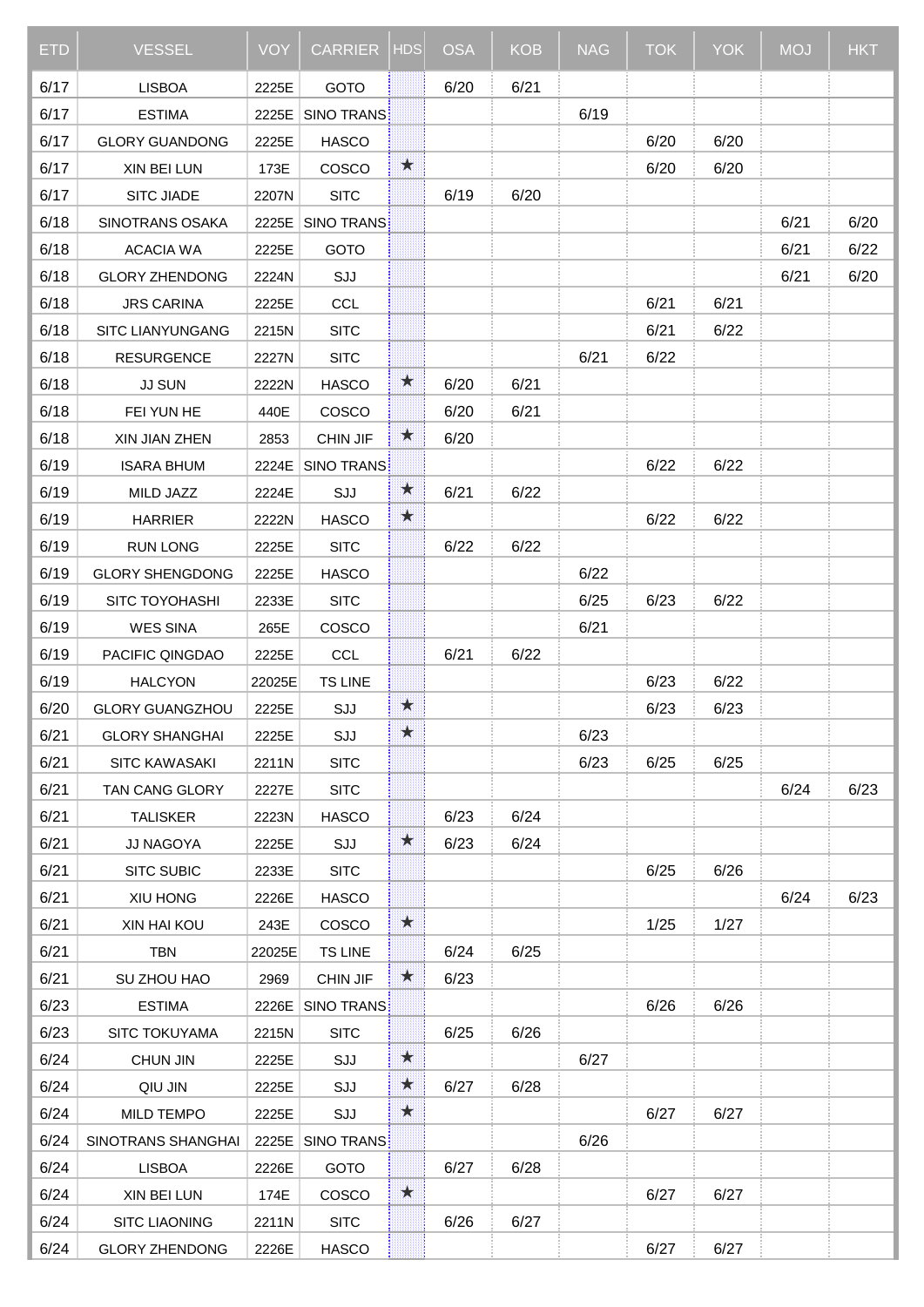| ETD | VESSEL | VOY | CARRIER | HDS | OSA | KOB | NAG | TOK | YOK | MOJ | HKT |
|---|---|---|---|---|---|---|---|---|---|---|---|
| 6/17 | LISBOA | 2225E | GOTO | | 6/20 | 6/21 | | | | | |
| 6/17 | ESTIMA | 2225E | SINO TRANS | | | | 6/19 | | | | |
| 6/17 | GLORY GUANDONG | 2225E | HASCO | | | | | 6/20 | 6/20 | | |
| 6/17 | XIN BEI LUN | 173E | COSCO | ★ | | | | 6/20 | 6/20 | | |
| 6/17 | SITC JIADE | 2207N | SITC | | 6/19 | 6/20 | | | | | |
| 6/18 | SINOTRANS OSAKA | 2225E | SINO TRANS | | | | | | | 6/21 | 6/20 |
| 6/18 | ACACIA WA | 2225E | GOTO | | | | | | | 6/21 | 6/22 |
| 6/18 | GLORY ZHENDONG | 2224N | SJJ | | | | | | | 6/21 | 6/20 |
| 6/18 | JRS CARINA | 2225E | CCL | | | | | 6/21 | 6/21 | | |
| 6/18 | SITC LIANYUNGANG | 2215N | SITC | | | | | 6/21 | 6/22 | | |
| 6/18 | RESURGENCE | 2227N | SITC | | | | 6/21 | 6/22 | | | |
| 6/18 | JJ SUN | 2222N | HASCO | ★ | 6/20 | 6/21 | | | | | |
| 6/18 | FEI YUN HE | 440E | COSCO | | 6/20 | 6/21 | | | | | |
| 6/18 | XIN JIAN ZHEN | 2853 | CHIN JIF | ★ | 6/20 | | | | | | |
| 6/19 | ISARA BHUM | 2224E | SINO TRANS | | | | | 6/22 | 6/22 | | |
| 6/19 | MILD JAZZ | 2224E | SJJ | ★ | 6/21 | 6/22 | | | | | |
| 6/19 | HARRIER | 2222N | HASCO | ★ | | | | 6/22 | 6/22 | | |
| 6/19 | RUN LONG | 2225E | SITC | | 6/22 | 6/22 | | | | | |
| 6/19 | GLORY SHENGDONG | 2225E | HASCO | | | | 6/22 | | | | |
| 6/19 | SITC TOYOHASHI | 2233E | SITC | | | | 6/25 | 6/23 | 6/22 | | |
| 6/19 | WES SINA | 265E | COSCO | | | | 6/21 | | | | |
| 6/19 | PACIFIC QINGDAO | 2225E | CCL | | 6/21 | 6/22 | | | | | |
| 6/19 | HALCYON | 22025E | TS LINE | | | | | 6/23 | 6/22 | | |
| 6/20 | GLORY GUANGZHOU | 2225E | SJJ | ★ | | | | 6/23 | 6/23 | | |
| 6/21 | GLORY SHANGHAI | 2225E | SJJ | ★ | | | 6/23 | | | | |
| 6/21 | SITC KAWASAKI | 2211N | SITC | | | | 6/23 | 6/25 | 6/25 | | |
| 6/21 | TAN CANG GLORY | 2227E | SITC | | | | | | | 6/24 | 6/23 |
| 6/21 | TALISKER | 2223N | HASCO | | 6/23 | 6/24 | | | | | |
| 6/21 | JJ NAGOYA | 2225E | SJJ | ★ | 6/23 | 6/24 | | | | | |
| 6/21 | SITC SUBIC | 2233E | SITC | | | | | 6/25 | 6/26 | | |
| 6/21 | XIU HONG | 2226E | HASCO | | | | | | | 6/24 | 6/23 |
| 6/21 | XIN HAI KOU | 243E | COSCO | ★ | | | | 1/25 | 1/27 | | |
| 6/21 | TBN | 22025E | TS LINE | | 6/24 | 6/25 | | | | | |
| 6/21 | SU ZHOU HAO | 2969 | CHIN JIF | ★ | 6/23 | | | | | | |
| 6/23 | ESTIMA | 2226E | SINO TRANS | | | | | 6/26 | 6/26 | | |
| 6/23 | SITC TOKUYAMA | 2215N | SITC | | 6/25 | 6/26 | | | | | |
| 6/24 | CHUN JIN | 2225E | SJJ | ★ | | | 6/27 | | | | |
| 6/24 | QIU JIN | 2225E | SJJ | ★ | 6/27 | 6/28 | | | | | |
| 6/24 | MILD TEMPO | 2225E | SJJ | ★ | | | | 6/27 | 6/27 | | |
| 6/24 | SINOTRANS SHANGHAI | 2225E | SINO TRANS | | | | 6/26 | | | | |
| 6/24 | LISBOA | 2226E | GOTO | | 6/27 | 6/28 | | | | | |
| 6/24 | XIN BEI LUN | 174E | COSCO | ★ | | | | 6/27 | 6/27 | | |
| 6/24 | SITC LIAONING | 2211N | SITC | | 6/26 | 6/27 | | | | | |
| 6/24 | GLORY ZHENDONG | 2226E | HASCO | | | | | 6/27 | 6/27 | | |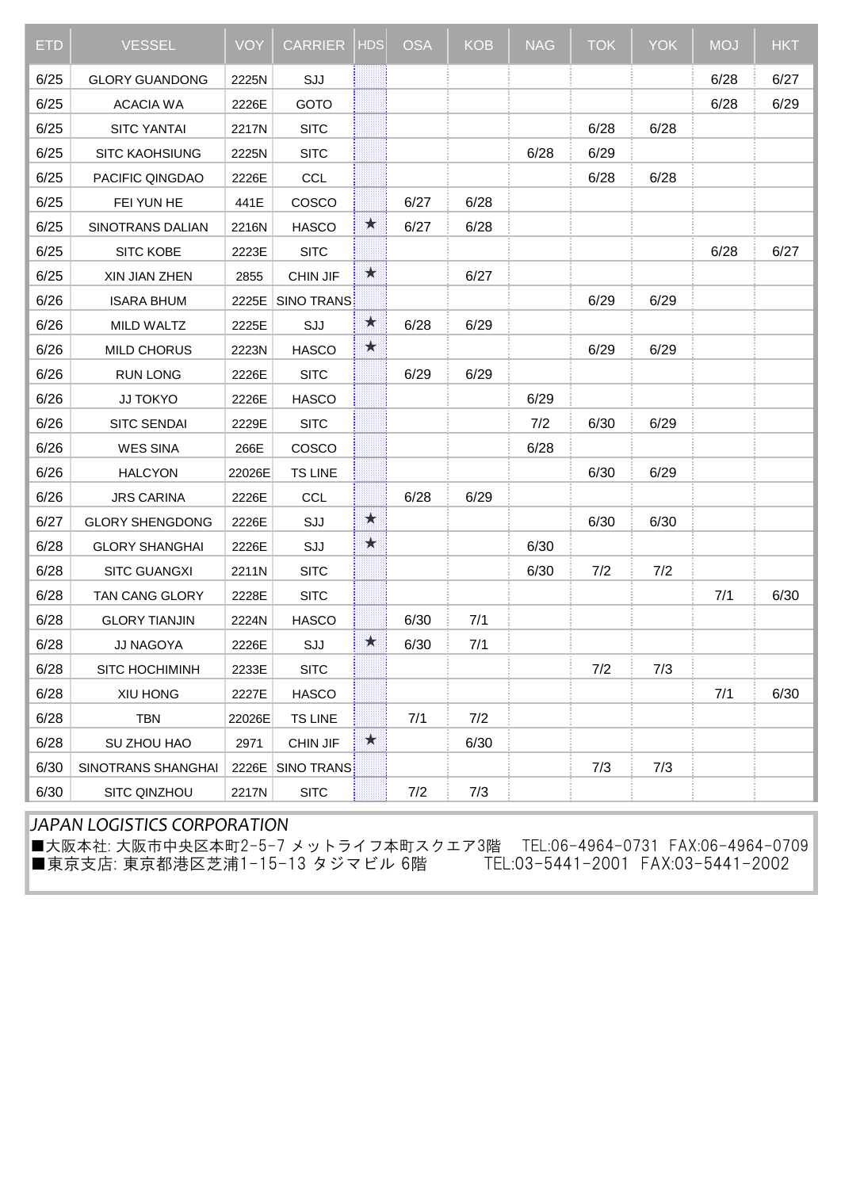| ETD | VESSEL | VOY | CARRIER | HDS | OSA | KOB | NAG | TOK | YOK | MOJ | HKT |
|---|---|---|---|---|---|---|---|---|---|---|---|
| 6/25 | GLORY GUANDONG | 2225N | SJJ | | | | | | | 6/28 | 6/27 |
| 6/25 | ACACIA WA | 2226E | GOTO | | | | | | | 6/28 | 6/29 |
| 6/25 | SITC YANTAI | 2217N | SITC | | | | | 6/28 | 6/28 | | |
| 6/25 | SITC KAOHSIUNG | 2225N | SITC | | | | 6/28 | 6/29 | | | |
| 6/25 | PACIFIC QINGDAO | 2226E | CCL | | | | | 6/28 | 6/28 | | |
| 6/25 | FEI YUN HE | 441E | COSCO | | 6/27 | 6/28 | | | | | |
| 6/25 | SINOTRANS DALIAN | 2216N | HASCO | ★ | 6/27 | 6/28 | | | | | |
| 6/25 | SITC KOBE | 2223E | SITC | | | | | | | 6/28 | 6/27 |
| 6/25 | XIN JIAN ZHEN | 2855 | CHIN JIF | ★ | | 6/27 | | | | | |
| 6/26 | ISARA BHUM | 2225E | SINO TRANS | | | | | 6/29 | 6/29 | | |
| 6/26 | MILD WALTZ | 2225E | SJJ | ★ | 6/28 | 6/29 | | | | | |
| 6/26 | MILD CHORUS | 2223N | HASCO | ★ | | | | 6/29 | 6/29 | | |
| 6/26 | RUN LONG | 2226E | SITC | | 6/29 | 6/29 | | | | | |
| 6/26 | JJ TOKYO | 2226E | HASCO | | | | 6/29 | | | | |
| 6/26 | SITC SENDAI | 2229E | SITC | | | | 7/2 | 6/30 | 6/29 | | |
| 6/26 | WES SINA | 266E | COSCO | | | | 6/28 | | | | |
| 6/26 | HALCYON | 22026E | TS LINE | | | | | 6/30 | 6/29 | | |
| 6/26 | JRS CARINA | 2226E | CCL | | 6/28 | 6/29 | | | | | |
| 6/27 | GLORY SHENGDONG | 2226E | SJJ | ★ | | | | 6/30 | 6/30 | | |
| 6/28 | GLORY SHANGHAI | 2226E | SJJ | ★ | | | 6/30 | | | | |
| 6/28 | SITC GUANGXI | 2211N | SITC | | | | 6/30 | 7/2 | 7/2 | | |
| 6/28 | TAN CANG GLORY | 2228E | SITC | | | | | | | 7/1 | 6/30 |
| 6/28 | GLORY TIANJIN | 2224N | HASCO | | 6/30 | 7/1 | | | | | |
| 6/28 | JJ NAGOYA | 2226E | SJJ | ★ | 6/30 | 7/1 | | | | | |
| 6/28 | SITC HOCHIMINH | 2233E | SITC | | | | | 7/2 | 7/3 | | |
| 6/28 | XIU HONG | 2227E | HASCO | | | | | | | 7/1 | 6/30 |
| 6/28 | TBN | 22026E | TS LINE | | 7/1 | 7/2 | | | | | |
| 6/28 | SU ZHOU HAO | 2971 | CHIN JIF | ★ | | 6/30 | | | | | |
| 6/30 | SINOTRANS SHANGHAI | 2226E | SINO TRANS | | | | | 7/3 | 7/3 | | |
| 6/30 | SITC QINZHOU | 2217N | SITC | | 7/2 | 7/3 | | | | | |

*JAPAN LOGISTICS CORPORATION*

■大阪本社: 大阪市中央区本町2-5-7 メットライフ本町スクエア3階　TEL:06-4964-0731 FAX:06-4964-0709
■東京支店: 東京都港区芝浦1-15-13 タジマビル 6階　TEL:03-5441-2001 FAX:03-5441-2002